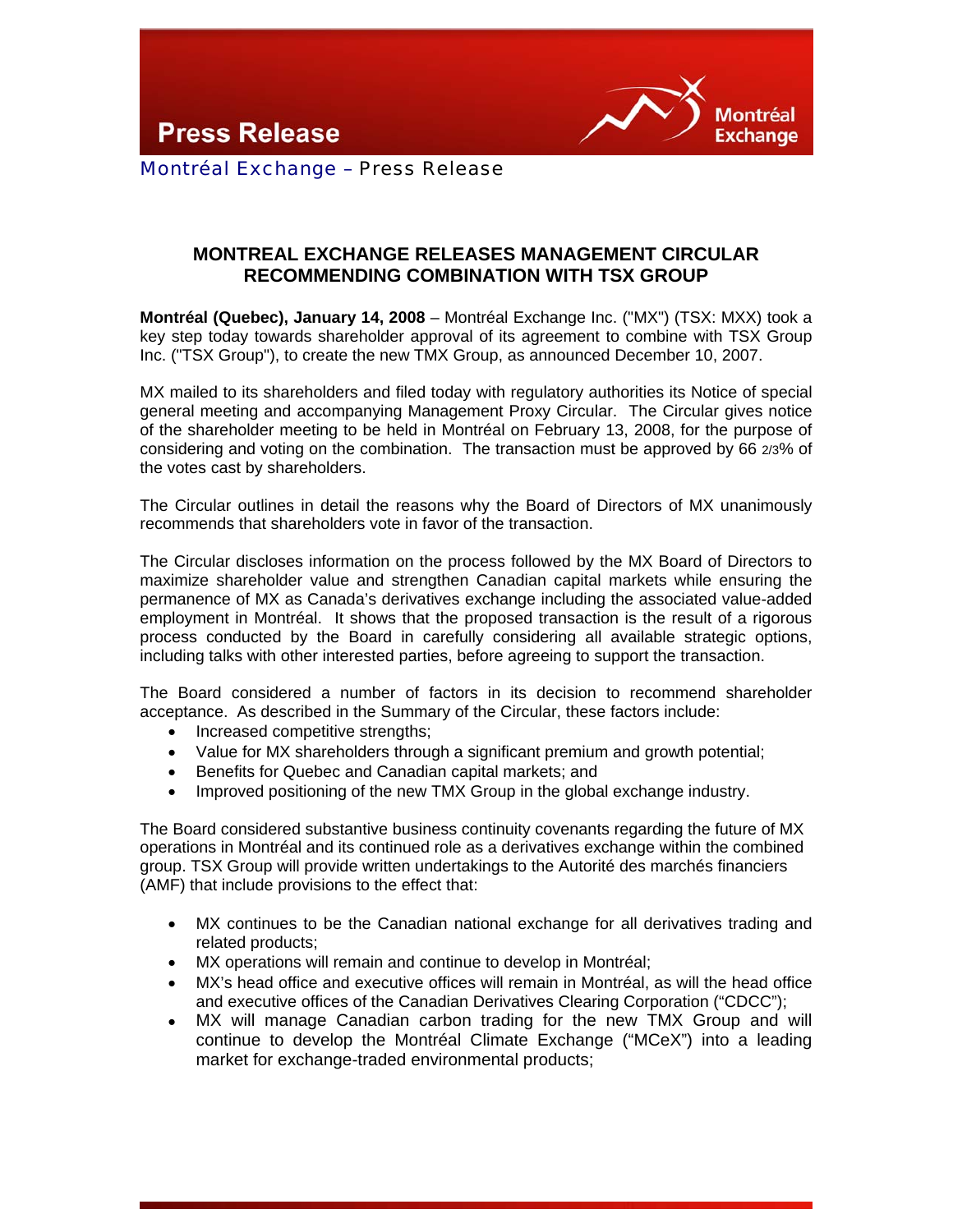Montréal Exchange – Press Release

# MONTREAL EXCHANGE RELEASES MANAGEMENT CIRCULAR RECOMMENDING COMBINATION WITH TSX GROUP

**Montréal (Quebec), January 14, 2008** – Montréal Exchange Inc. ("MX") (TSX: MXX) took a key step today towards shareholder approval of its agreement to combine with TSX Group Inc. ("TSX Group"), to create the new TMX Group, as announced December 10, 2007.

MX mailed to its shareholders and filed today with regulatory authorities its Notice of special general meeting and accompanying Management Proxy Circular. The Circular gives notice of the shareholder meeting to be held in Montréal on February 13, 2008, for the purpose of considering and voting on the combination. The transaction must be approved by 66 2/3% of the votes cast by shareholders.

The Circular outlines in detail the reasons why the Board of Directors of MX unanimously recommends that shareholders vote in favor of the transaction.

The Circular discloses information on the process followed by the MX Board of Directors to maximize shareholder value and strengthen Canadian capital markets while ensuring the permanence of MX as Canada's derivatives exchange including the associated value-added employment in Montréal. It shows that the proposed transaction is the result of a rigorous process conducted by the Board in carefully considering all available strategic options, including talks with other interested parties, before agreeing to support the transaction.

The Board considered a number of factors in its decision to recommend shareholder acceptance. As described in the Summary of the Circular, these factors include:

- Increased competitive strengths;
- Value for MX shareholders through a significant premium and growth potential;
- Benefits for Quebec and Canadian capital markets; and
- Improved positioning of the new TMX Group in the global exchange industry.

The Board considered substantive business continuity covenants regarding the future of MX operations in Montréal and its continued role as a derivatives exchange within the combined group. TSX Group will provide written undertakings to the Autorité des marchés financiers (AMF) that include provisions to the effect that:

- MX continues to be the Canadian national exchange for all derivatives trading and related products;
- MX operations will remain and continue to develop in Montréal;
- MX's head office and executive offices will remain in Montréal, as will the head office and executive offices of the Canadian Derivatives Clearing Corporation ("CDCC");
- MX will manage Canadian carbon trading for the new TMX Group and will continue to develop the Montréal Climate Exchange ("MCeX") into a leading market for exchange-traded environmental products;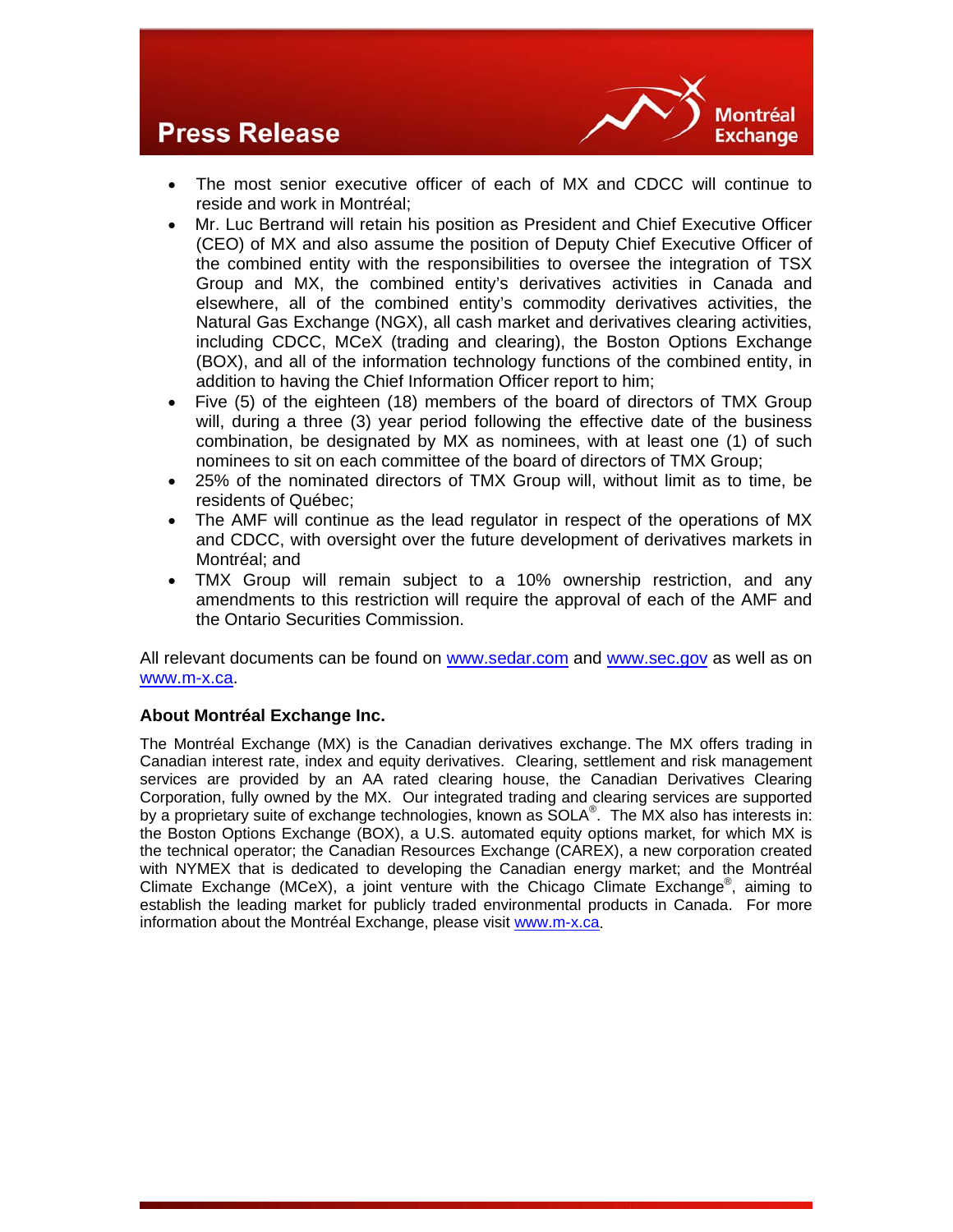- The most senior executive officer of each of MX and CDCC will continue to reside and work in Montréal;
- Mr. Luc Bertrand will retain his position as President and Chief Executive Officer (CEO) of MX and also assume the position of Deputy Chief Executive Officer of the combined entity with the responsibilities to oversee the integration of TSX Group and MX, the combined entity's derivatives activities in Canada and elsewhere, all of the combined entity's commodity derivatives activities, the Natural Gas Exchange (NGX), all cash market and derivatives clearing activities, including CDCC, MCeX (trading and clearing), the Boston Options Exchange (BOX), and all of the information technology functions of the combined entity, in addition to having the Chief Information Officer report to him;
- Five (5) of the eighteen (18) members of the board of directors of TMX Group will, during a three (3) year period following the effective date of the business combination, be designated by MX as nominees, with at least one (1) of such nominees to sit on each committee of the board of directors of TMX Group;
- 25% of the nominated directors of TMX Group will, without limit as to time, be residents of Québec;
- The AMF will continue as the lead regulator in respect of the operations of MX and CDCC, with oversight over the future development of derivatives markets in Montréal; and
- TMX Group will remain subject to a 10% ownership restriction, and any amendments to this restriction will require the approval of each of the AMF and the Ontario Securities Commission.

All relevant documents can be found on www.sedar.com and www.sec.gov as well as on www.m-x.ca.

**About Montréal Exchange Inc.**

The Montréal Exchange (MX) is the Canadian derivatives exchange. The MX offers trading in Canadian interest rate, index and equity derivatives. Clearing, settlement and risk management services are provided by an AA rated clearing house, the Canadian Derivatives Clearing Corporation, fully owned by the MX. Our integrated trading and clearing services are supported by a proprietary suite of exchange technologies, known as SOLA®. The MX also has interests in: the Boston Options Exchange (BOX), a U.S. automated equity options market, for which MX is the technical operator; the Canadian Resources Exchange (CAREX), a new corporation created with NYMEX that is dedicated to developing the Canadian energy market; and the Montréal Climate Exchange (MCeX), a joint venture with the Chicago Climate Exchange®, aiming to establish the leading market for publicly traded environmental products in Canada. For more information about the Montréal Exchange, please visit www.m-x.ca.